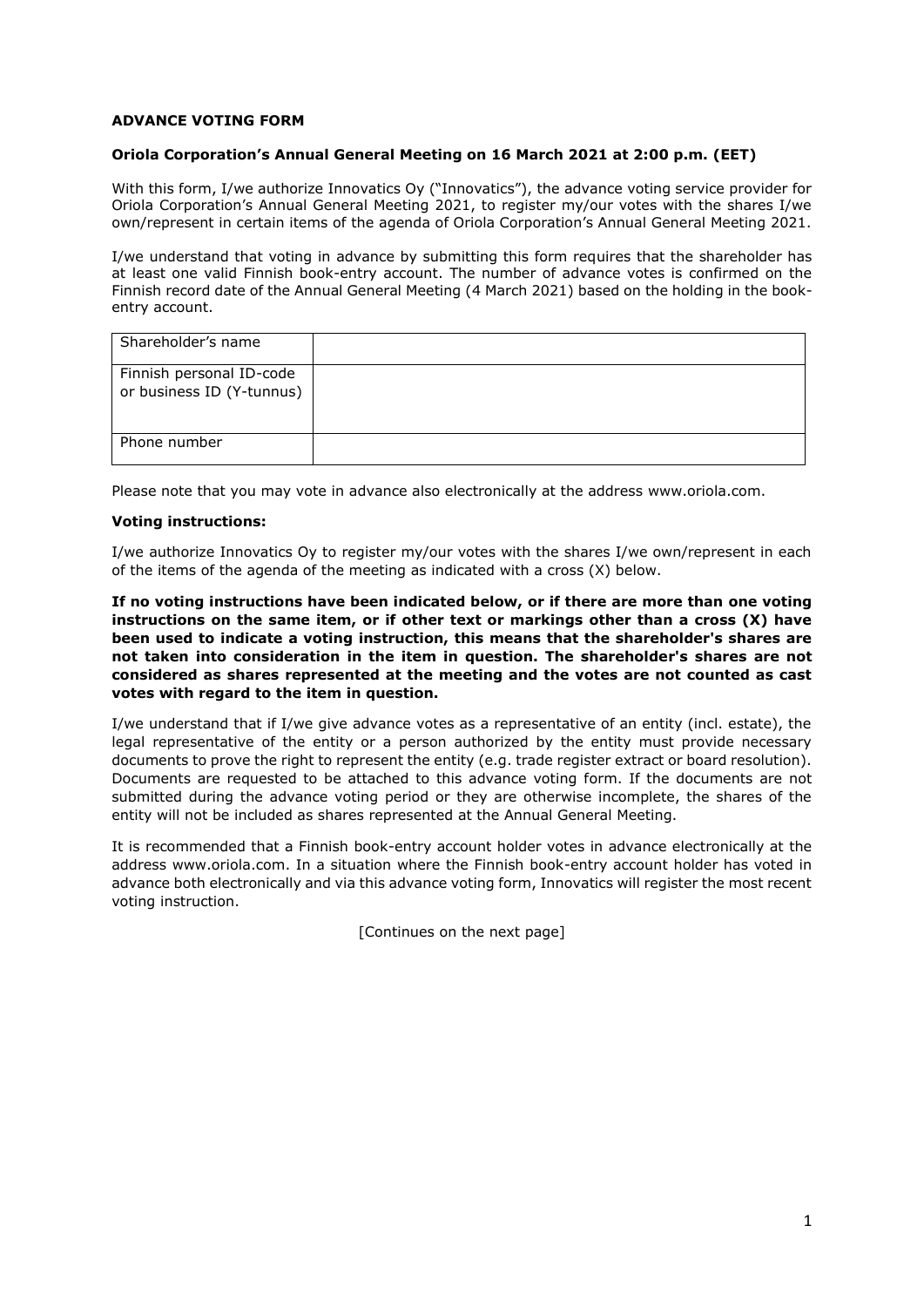**ADVANCE VOTING FORM**

**Oriola Corporation's Annual General Meeting on 16 March 2021 at 2:00 p.m. (EET)**

With this form, I/we authorize Innovatics Oy ("Innovatics"), the advance voting service provider for Oriola Corporation's Annual General Meeting 2021, to register my/our votes with the shares I/we own/represent in certain items of the agenda of Oriola Corporation's Annual General Meeting 2021.

I/we understand that voting in advance by submitting this form requires that the shareholder has at least one valid Finnish book-entry account. The number of advance votes is confirmed on the Finnish record date of the Annual General Meeting (4 March 2021) based on the holding in the book-entry account.

| Shareholder's name | |
|---|---|
| Finnish personal ID-code or business ID (Y-tunnus) | |
| Phone number | |

Please note that you may vote in advance also electronically at the address www.oriola.com.

**Voting instructions:**

I/we authorize Innovatics Oy to register my/our votes with the shares I/we own/represent in each of the items of the agenda of the meeting as indicated with a cross (X) below.

**If no voting instructions have been indicated below, or if there are more than one voting instructions on the same item, or if other text or markings other than a cross (X) have been used to indicate a voting instruction, this means that the shareholder's shares are not taken into consideration in the item in question. The shareholder's shares are not considered as shares represented at the meeting and the votes are not counted as cast votes with regard to the item in question.**

I/we understand that if I/we give advance votes as a representative of an entity (incl. estate), the legal representative of the entity or a person authorized by the entity must provide necessary documents to prove the right to represent the entity (e.g. trade register extract or board resolution). Documents are requested to be attached to this advance voting form. If the documents are not submitted during the advance voting period or they are otherwise incomplete, the shares of the entity will not be included as shares represented at the Annual General Meeting.

It is recommended that a Finnish book-entry account holder votes in advance electronically at the address www.oriola.com. In a situation where the Finnish book-entry account holder has voted in advance both electronically and via this advance voting form, Innovatics will register the most recent voting instruction.

[Continues on the next page]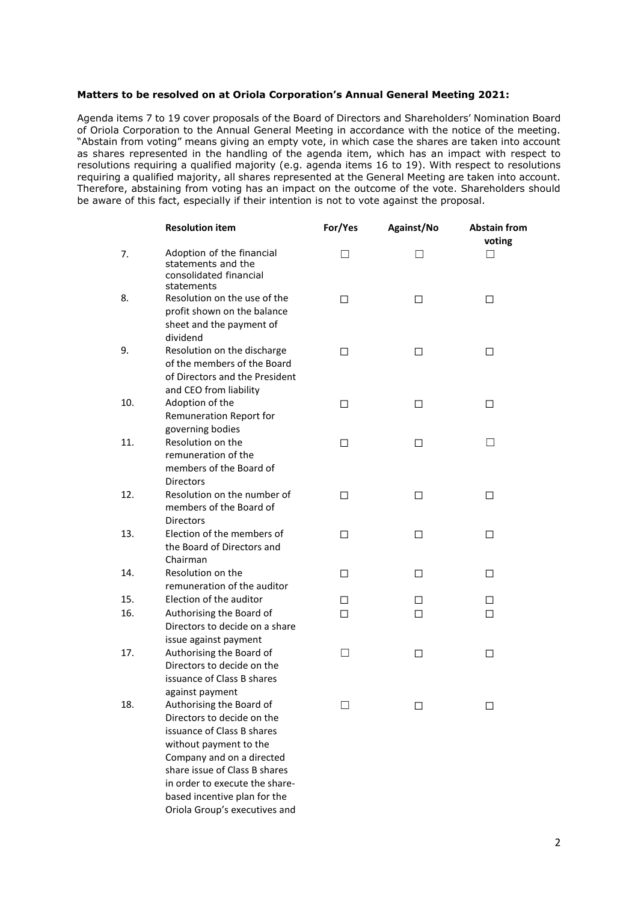**Matters to be resolved on at Oriola Corporation's Annual General Meeting 2021:**

Agenda items 7 to 19 cover proposals of the Board of Directors and Shareholders' Nomination Board of Oriola Corporation to the Annual General Meeting in accordance with the notice of the meeting. "Abstain from voting" means giving an empty vote, in which case the shares are taken into account as shares represented in the handling of the agenda item, which has an impact with respect to resolutions requiring a qualified majority (e.g. agenda items 16 to 19). With respect to resolutions requiring a qualified majority, all shares represented at the General Meeting are taken into account. Therefore, abstaining from voting has an impact on the outcome of the vote. Shareholders should be aware of this fact, especially if their intention is not to vote against the proposal.

| | Resolution item | For/Yes | Against/No | Abstain from voting |
|---|---|---|---|---|
| 7. | Adoption of the financial statements and the consolidated financial statements | ☐ | ☐ | ☐ |
| 8. | Resolution on the use of the profit shown on the balance sheet and the payment of dividend | ☐ | ☐ | ☐ |
| 9. | Resolution on the discharge of the members of the Board of Directors and the President and CEO from liability | ☐ | ☐ | ☐ |
| 10. | Adoption of the Remuneration Report for governing bodies | ☐ | ☐ | ☐ |
| 11. | Resolution on the remuneration of the members of the Board of Directors | ☐ | ☐ | ☐ |
| 12. | Resolution on the number of members of the Board of Directors | ☐ | ☐ | ☐ |
| 13. | Election of the members of the Board of Directors and Chairman | ☐ | ☐ | ☐ |
| 14. | Resolution on the remuneration of the auditor | ☐ | ☐ | ☐ |
| 15. | Election of the auditor | ☐ | ☐ | ☐ |
| 16. | Authorising the Board of Directors to decide on a share issue against payment | ☐ | ☐ | ☐ |
| 17. | Authorising the Board of Directors to decide on the issuance of Class B shares against payment | ☐ | ☐ | ☐ |
| 18. | Authorising the Board of Directors to decide on the issuance of Class B shares without payment to the Company and on a directed share issue of Class B shares in order to execute the share-based incentive plan for the Oriola Group's executives and | ☐ | ☐ | ☐ |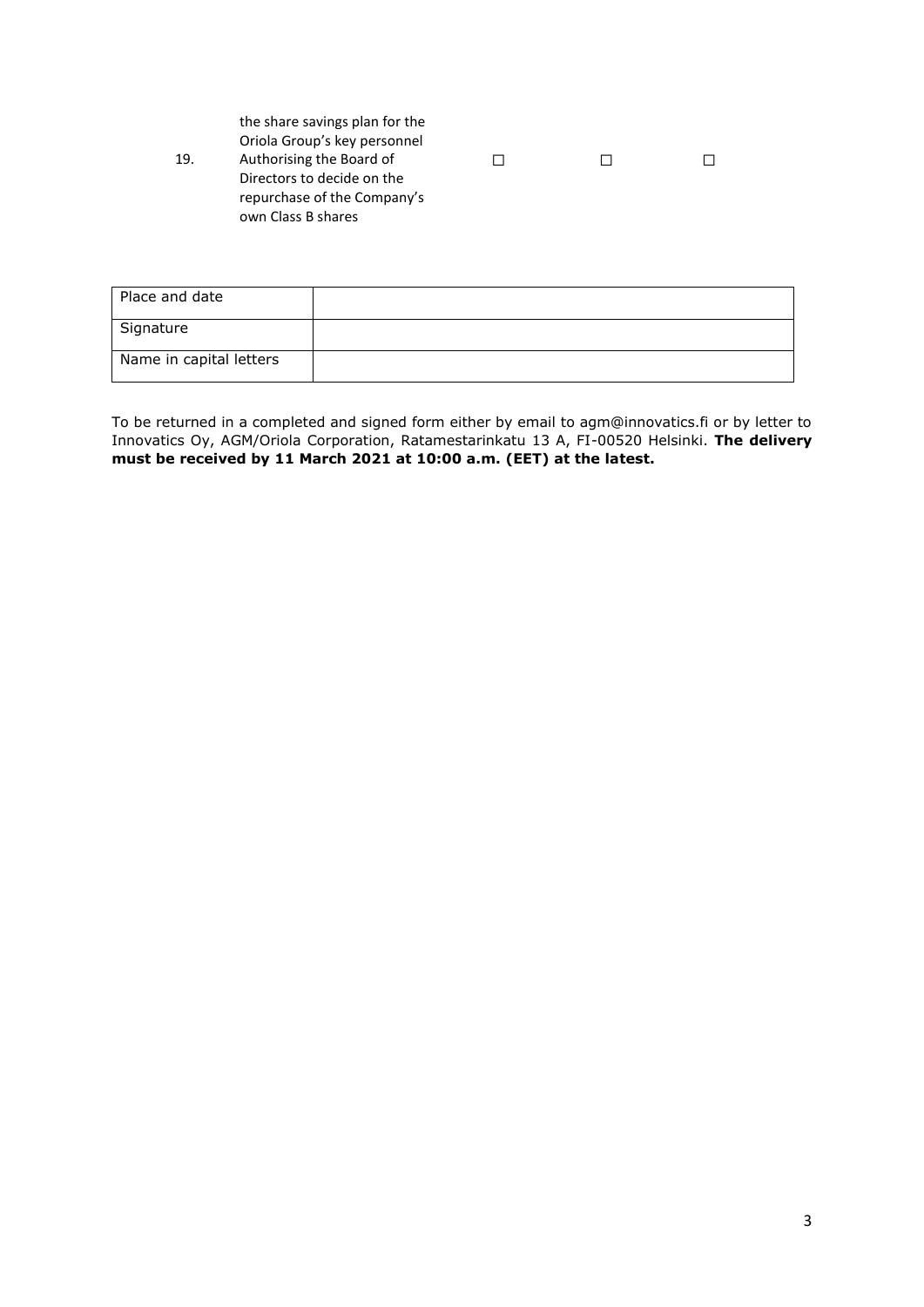| | | | | |
|---|---|---|---|---|
| | the share savings plan for the Oriola Group's key personnel | | | |
| 19. | Authorising the Board of Directors to decide on the repurchase of the Company's own Class B shares | ☐ | ☐ | ☐ |

| | |
|---|---|
| Place and date | |
| Signature | |
| Name in capital letters | |

To be returned in a completed and signed form either by email to agm@innovatics.fi or by letter to Innovatics Oy, AGM/Oriola Corporation, Ratamestarinkatu 13 A, FI-00520 Helsinki. **The delivery must be received by 11 March 2021 at 10:00 a.m. (EET) at the latest.**